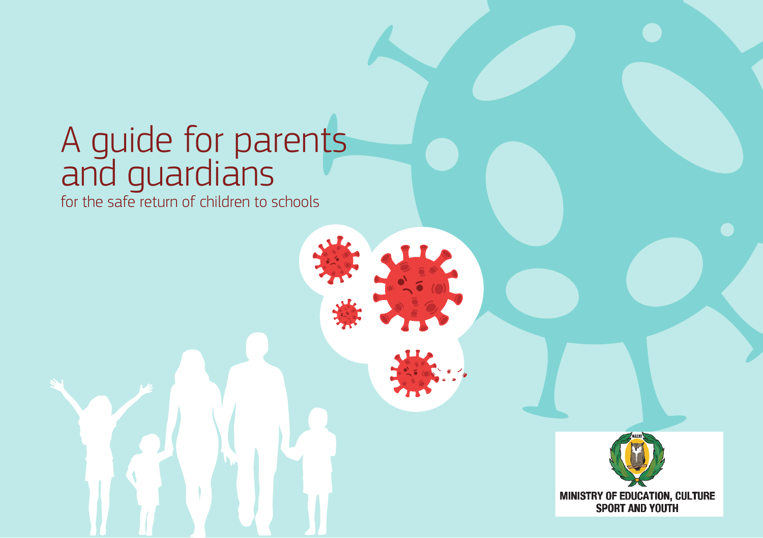# A guide for parents and guardians

for the safe return of children to schools

MINISTRY OF EDUCATION, CULTURE SPORT AND YOUTH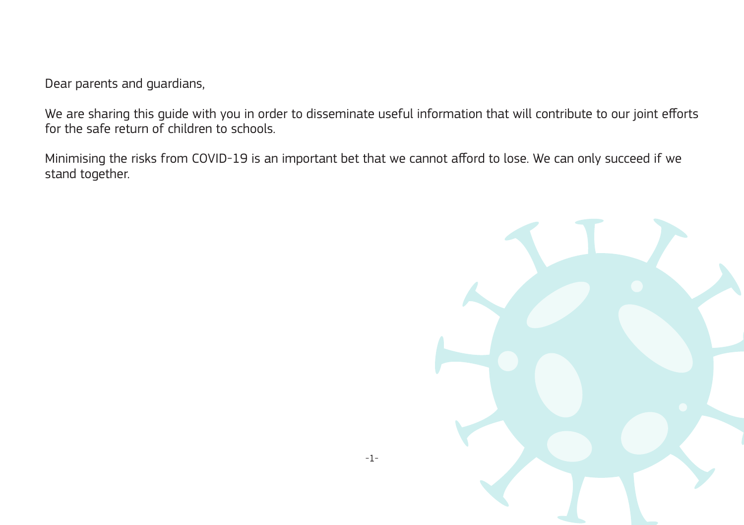Dear parents and guardians,

We are sharing this guide with you in order to disseminate useful information that will contribute to our joint efforts for the safe return of children to schools.

Minimising the risks from COVID-19 is an important bet that we cannot afford to lose. We can only succeed if we stand together.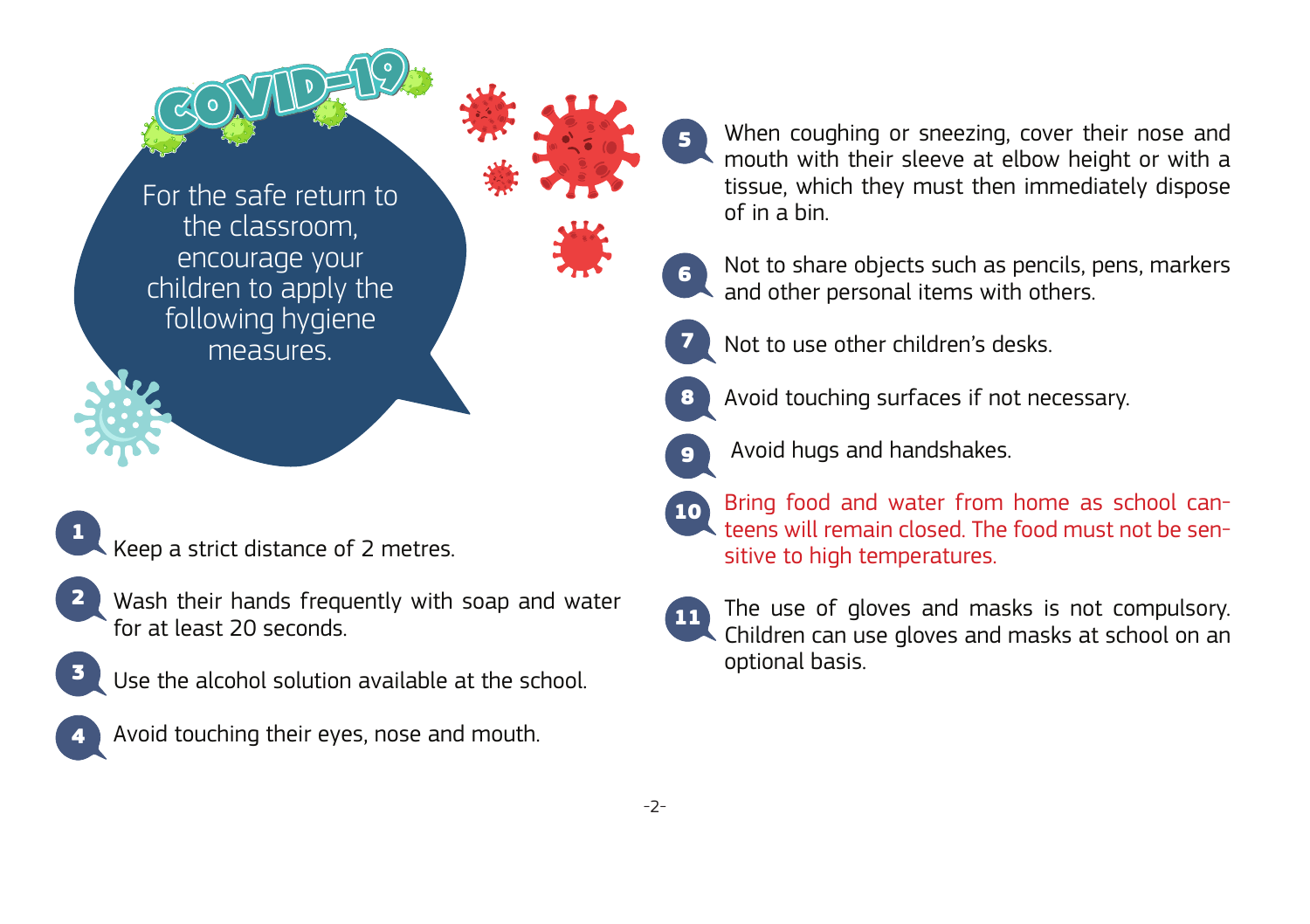# COVID-19

For the safe return to the classroom, encourage your children to apply the following hygiene measures.

1. Keep a strict distance of 2 metres.
2. Wash their hands frequently with soap and water for at least 20 seconds.
3. Use the alcohol solution available at the school.
4. Avoid touching their eyes, nose and mouth.
5. When coughing or sneezing, cover their nose and mouth with their sleeve at elbow height or with a tissue, which they must then immediately dispose of in a bin.
6. Not to share objects such as pencils, pens, markers and other personal items with others.
7. Not to use other children's desks.
8. Avoid touching surfaces if not necessary.
9. Avoid hugs and handshakes.
10. Bring food and water from home as school canteens will remain closed. The food must not be sensitive to high temperatures.
11. The use of gloves and masks is not compulsory. Children can use gloves and masks at school on an optional basis.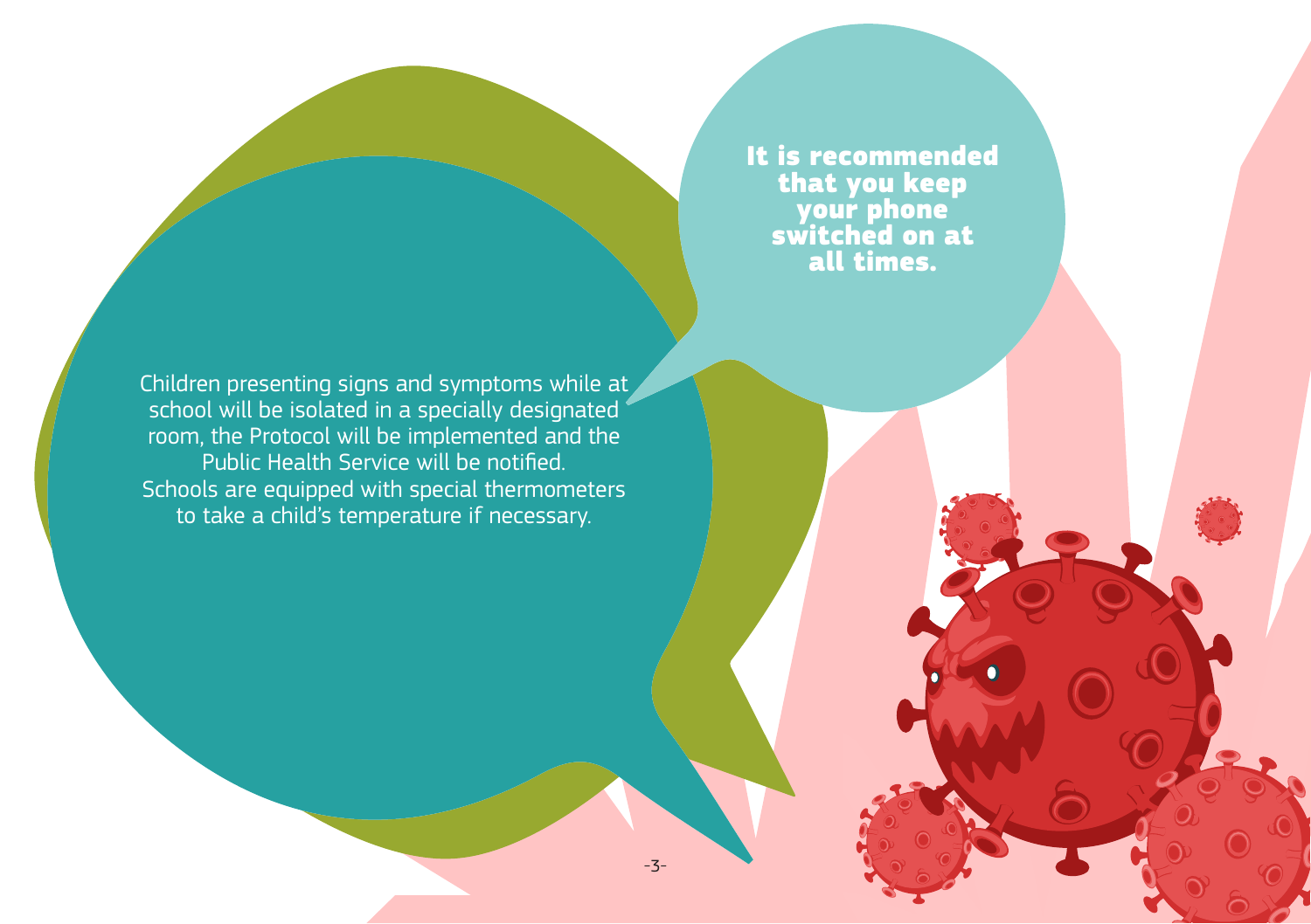**It is recommended that you keep your phone switched on at all times.**

Children presenting signs and symptoms while at school will be isolated in a specially designated room, the Protocol will be implemented and the Public Health Service will be notified.
Schools are equipped with special thermometers to take a child's temperature if necessary.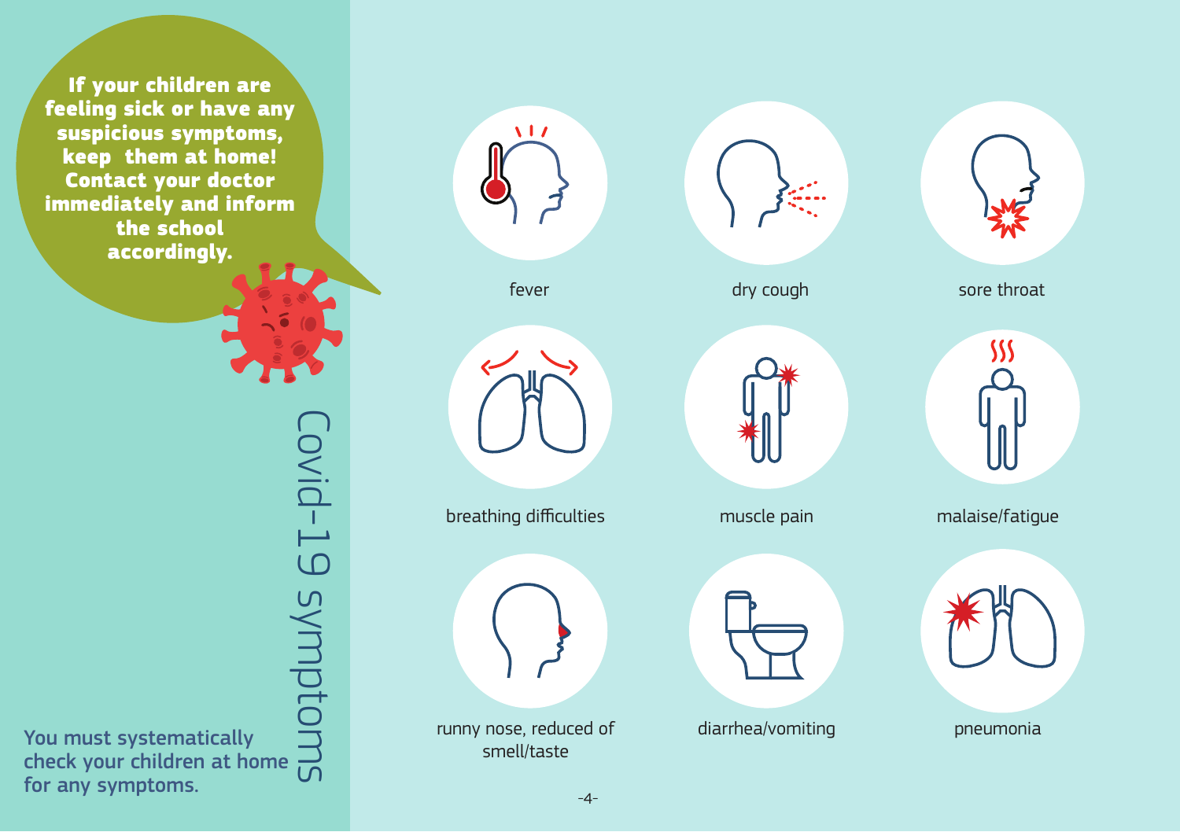# Covid-19 symptoms

**If your children are feeling sick or have any suspicious symptoms, keep them at home! Contact your doctor immediately and inform the school accordingly.**

You must systematically check your children at home for any symptoms.

- fever
- dry cough
- sore throat
- breathing difficulties
- muscle pain
- malaise/fatigue
- runny nose, reduced of smell/taste
- diarrhea/vomiting
- pneumonia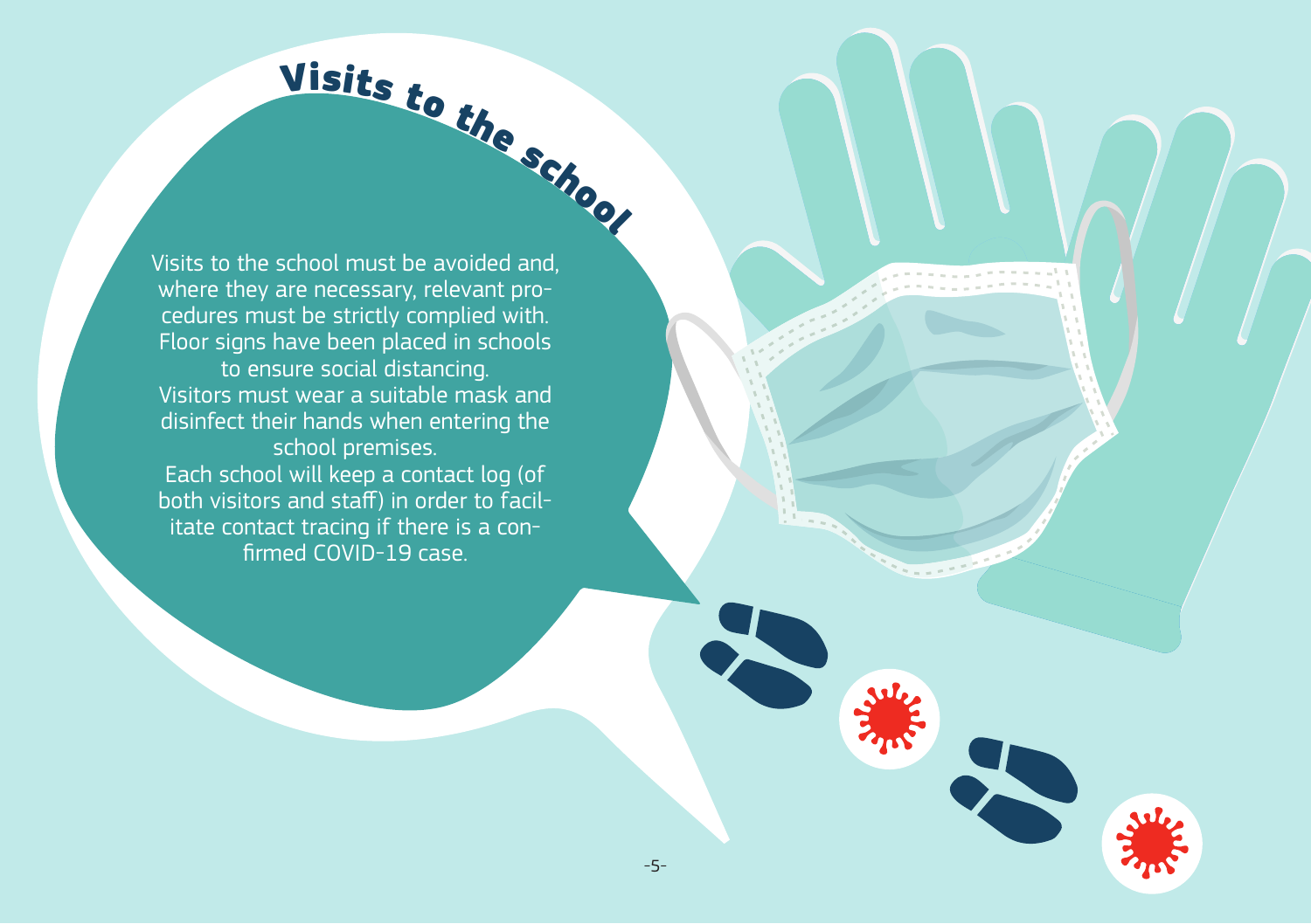# Visits to the school

Visits to the school must be avoided and, where they are necessary, relevant procedures must be strictly complied with. Floor signs have been placed in schools to ensure social distancing.

Visitors must wear a suitable mask and disinfect their hands when entering the school premises.

Each school will keep a contact log (of both visitors and staff) in order to facilitate contact tracing if there is a confirmed COVID-19 case.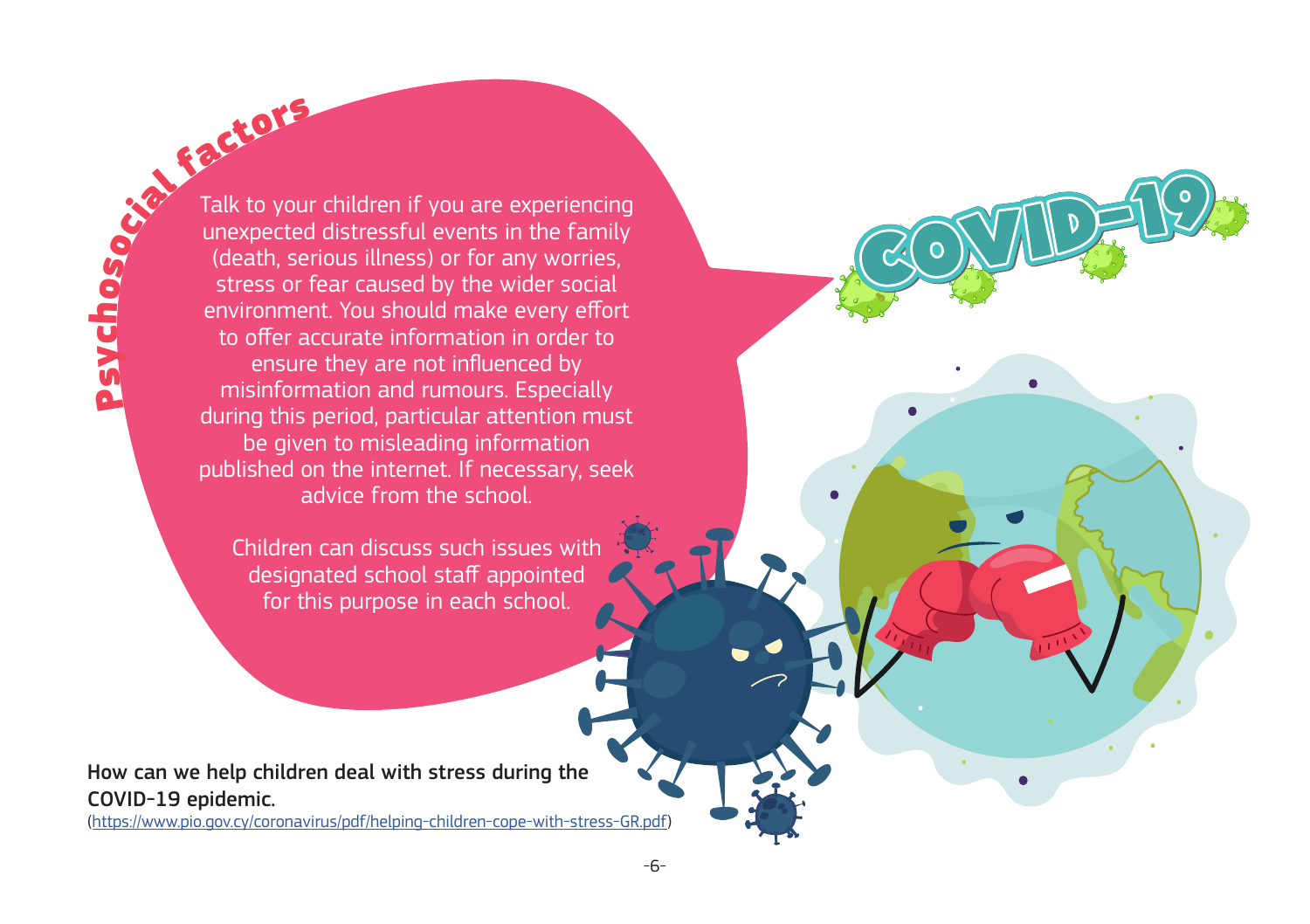## Psychosocial factors

Talk to your children if you are experiencing unexpected distressful events in the family (death, serious illness) or for any worries, stress or fear caused by the wider social environment. You should make every effort to offer accurate information in order to ensure they are not influenced by misinformation and rumours. Especially during this period, particular attention must be given to misleading information published on the internet. If necessary, seek advice from the school.

Children can discuss such issues with designated school staff appointed for this purpose in each school.

**How can we help children deal with stress during the COVID-19 epidemic.**
(https://www.pio.gov.cy/coronavirus/pdf/helping-children-cope-with-stress-GR.pdf)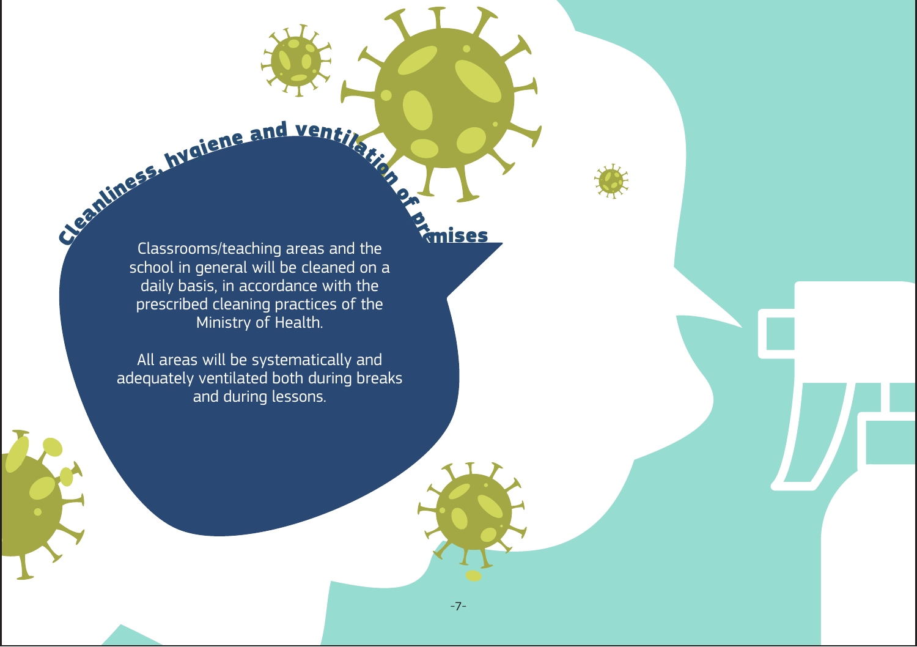## Cleanliness, hygiene and ventilation of premises

Classrooms/teaching areas and the school in general will be cleaned on a daily basis, in accordance with the prescribed cleaning practices of the Ministry of Health.

All areas will be systematically and adequately ventilated both during breaks and during lessons.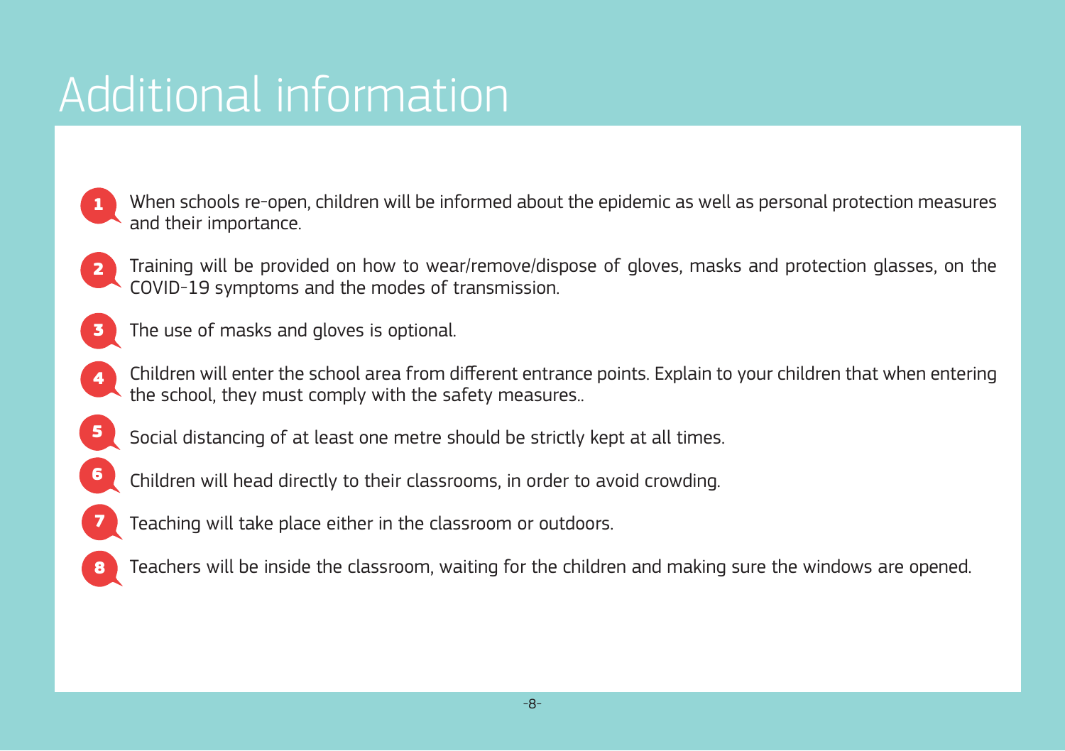# Additional information

1. When schools re-open, children will be informed about the epidemic as well as personal protection measures and their importance.
2. Training will be provided on how to wear/remove/dispose of gloves, masks and protection glasses, on the COVID-19 symptoms and the modes of transmission.
3. The use of masks and gloves is optional.
4. Children will enter the school area from different entrance points. Explain to your children that when entering the school, they must comply with the safety measures..
5. Social distancing of at least one metre should be strictly kept at all times.
6. Children will head directly to their classrooms, in order to avoid crowding.
7. Teaching will take place either in the classroom or outdoors.
8. Teachers will be inside the classroom, waiting for the children and making sure the windows are opened.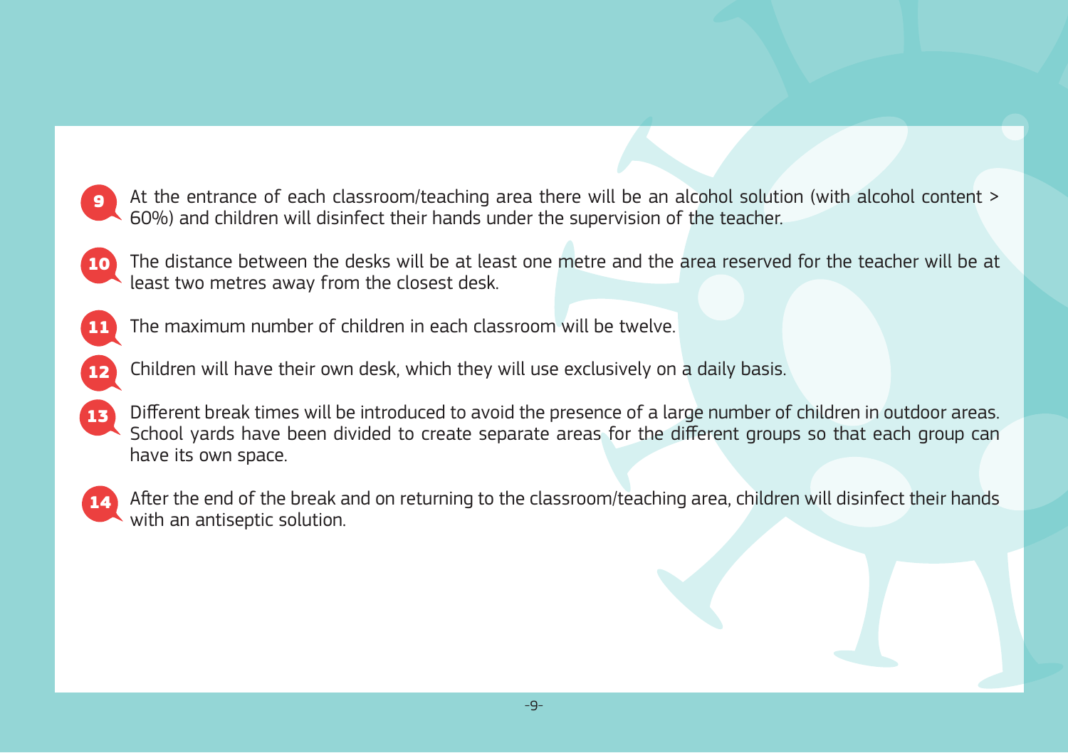9. At the entrance of each classroom/teaching area there will be an alcohol solution (with alcohol content > 60%) and children will disinfect their hands under the supervision of the teacher.

10. The distance between the desks will be at least one metre and the area reserved for the teacher will be at least two metres away from the closest desk.

11. The maximum number of children in each classroom will be twelve.

12. Children will have their own desk, which they will use exclusively on a daily basis.

13. Different break times will be introduced to avoid the presence of a large number of children in outdoor areas. School yards have been divided to create separate areas for the different groups so that each group can have its own space.

14. After the end of the break and on returning to the classroom/teaching area, children will disinfect their hands with an antiseptic solution.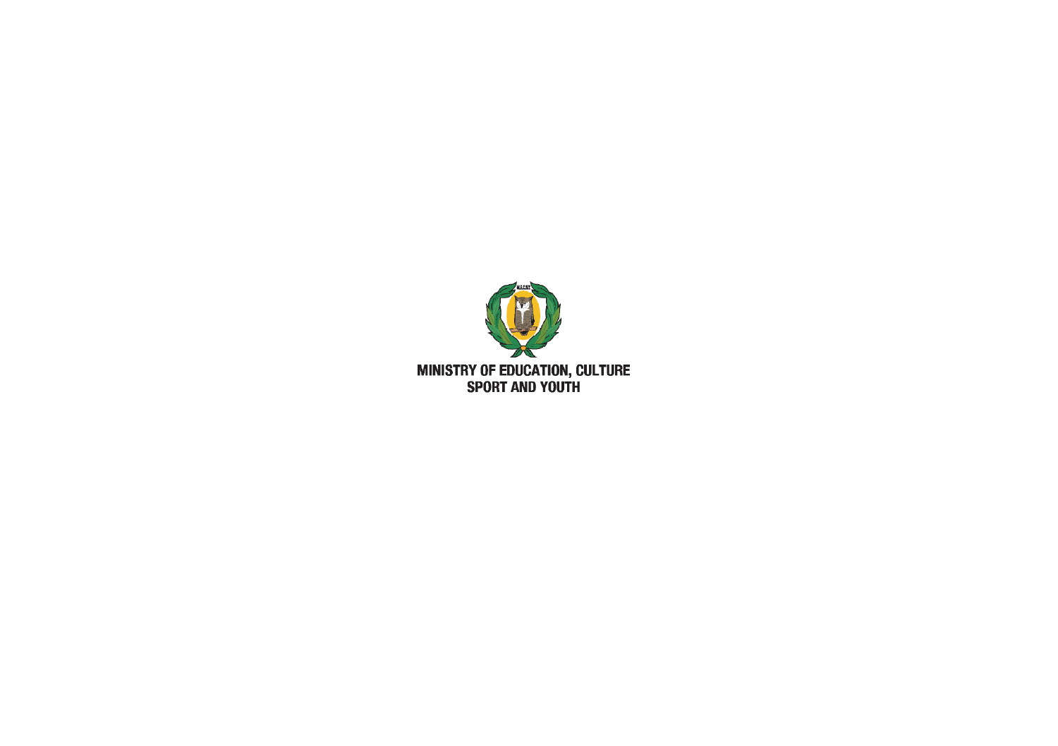MINISTRY OF EDUCATION, CULTURE
SPORT AND YOUTH